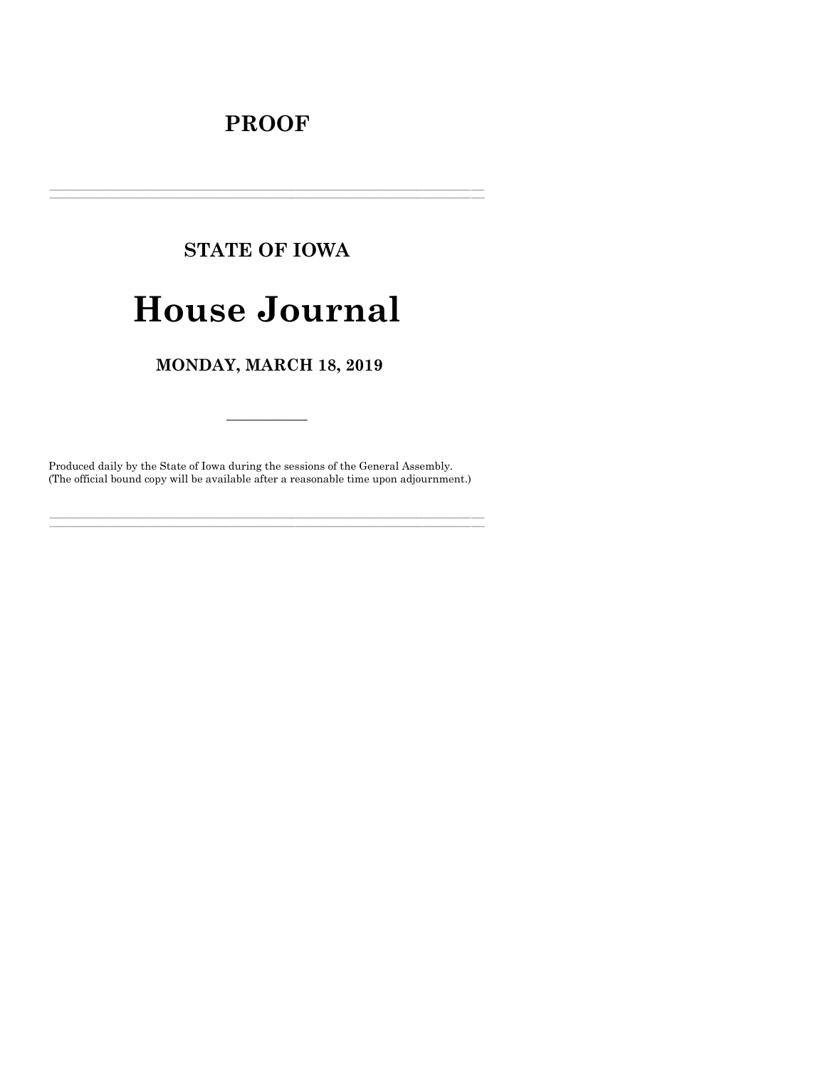# PROOF

---

## STATE OF IOWA

# House Journal

## MONDAY, MARCH 18, 2019

---

Produced daily by the State of Iowa during the sessions of the General Assembly.
(The official bound copy will be available after a reasonable time upon adjournment.)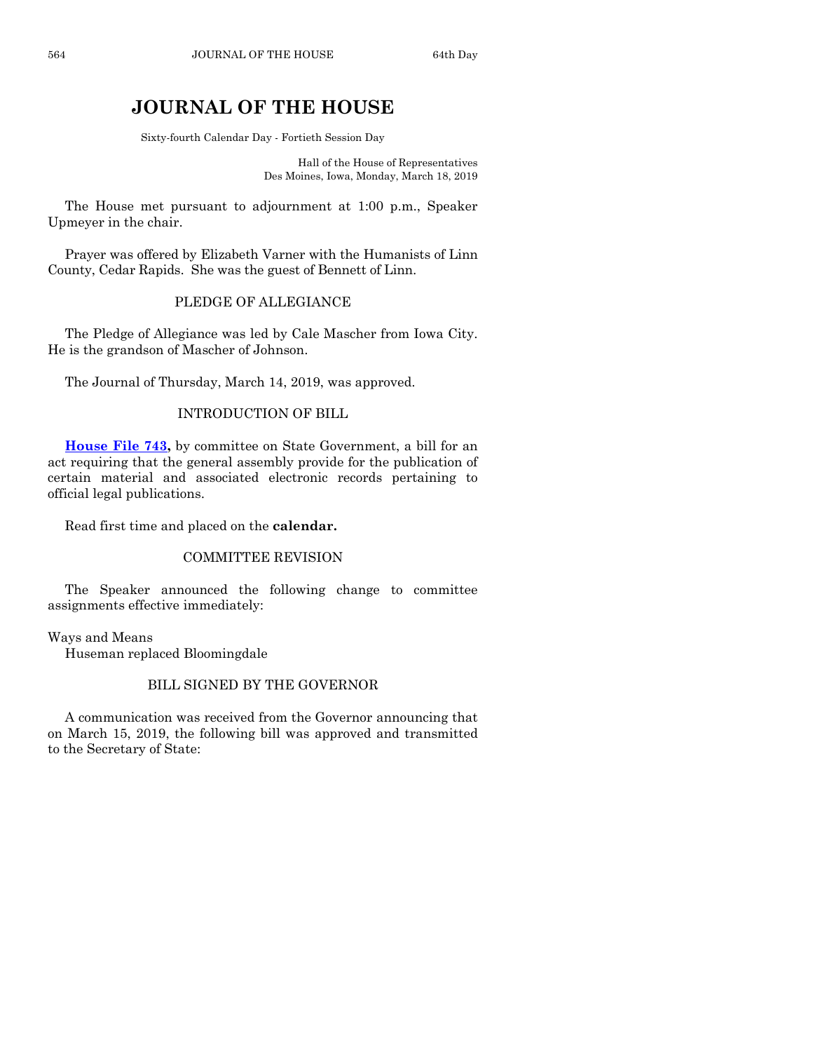# JOURNAL OF THE HOUSE

Sixty-fourth Calendar Day - Fortieth Session Day

Hall of the House of Representatives
Des Moines, Iowa, Monday, March 18, 2019

The House met pursuant to adjournment at 1:00 p.m., Speaker Upmeyer in the chair.

Prayer was offered by Elizabeth Varner with the Humanists of Linn County, Cedar Rapids. She was the guest of Bennett of Linn.

## PLEDGE OF ALLEGIANCE

The Pledge of Allegiance was led by Cale Mascher from Iowa City. He is the grandson of Mascher of Johnson.

The Journal of Thursday, March 14, 2019, was approved.

## INTRODUCTION OF BILL

**House File 743,** by committee on State Government, a bill for an act requiring that the general assembly provide for the publication of certain material and associated electronic records pertaining to official legal publications.

Read first time and placed on the **calendar.**

## COMMITTEE REVISION

The Speaker announced the following change to committee assignments effective immediately:

Ways and Means
Huseman replaced Bloomingdale

## BILL SIGNED BY THE GOVERNOR

A communication was received from the Governor announcing that on March 15, 2019, the following bill was approved and transmitted to the Secretary of State: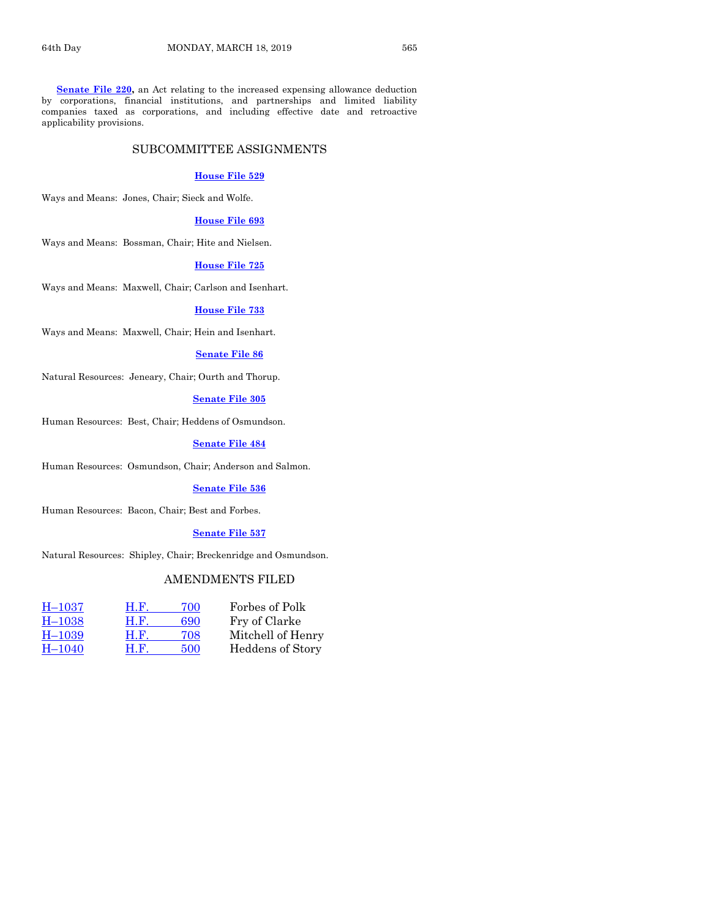**Senate File 220,** an Act relating to the increased expensing allowance deduction by corporations, financial institutions, and partnerships and limited liability companies taxed as corporations, and including effective date and retroactive applicability provisions.

## SUBCOMMITTEE ASSIGNMENTS

**House File 529**

Ways and Means: Jones, Chair; Sieck and Wolfe.

**House File 693**

Ways and Means: Bossman, Chair; Hite and Nielsen.

**House File 725**

Ways and Means: Maxwell, Chair; Carlson and Isenhart.

**House File 733**

Ways and Means: Maxwell, Chair; Hein and Isenhart.

**Senate File 86**

Natural Resources: Jeneary, Chair; Ourth and Thorup.

**Senate File 305**

Human Resources: Best, Chair; Heddens of Osmundson.

**Senate File 484**

Human Resources: Osmundson, Chair; Anderson and Salmon.

**Senate File 536**

Human Resources: Bacon, Chair; Best and Forbes.

**Senate File 537**

Natural Resources: Shipley, Chair; Breckenridge and Osmundson.

## AMENDMENTS FILED

| | | |
|---|---|---|
| H–1037 | H.F. 700 | Forbes of Polk |
| H–1038 | H.F. 690 | Fry of Clarke |
| H–1039 | H.F. 708 | Mitchell of Henry |
| H–1040 | H.F. 500 | Heddens of Story |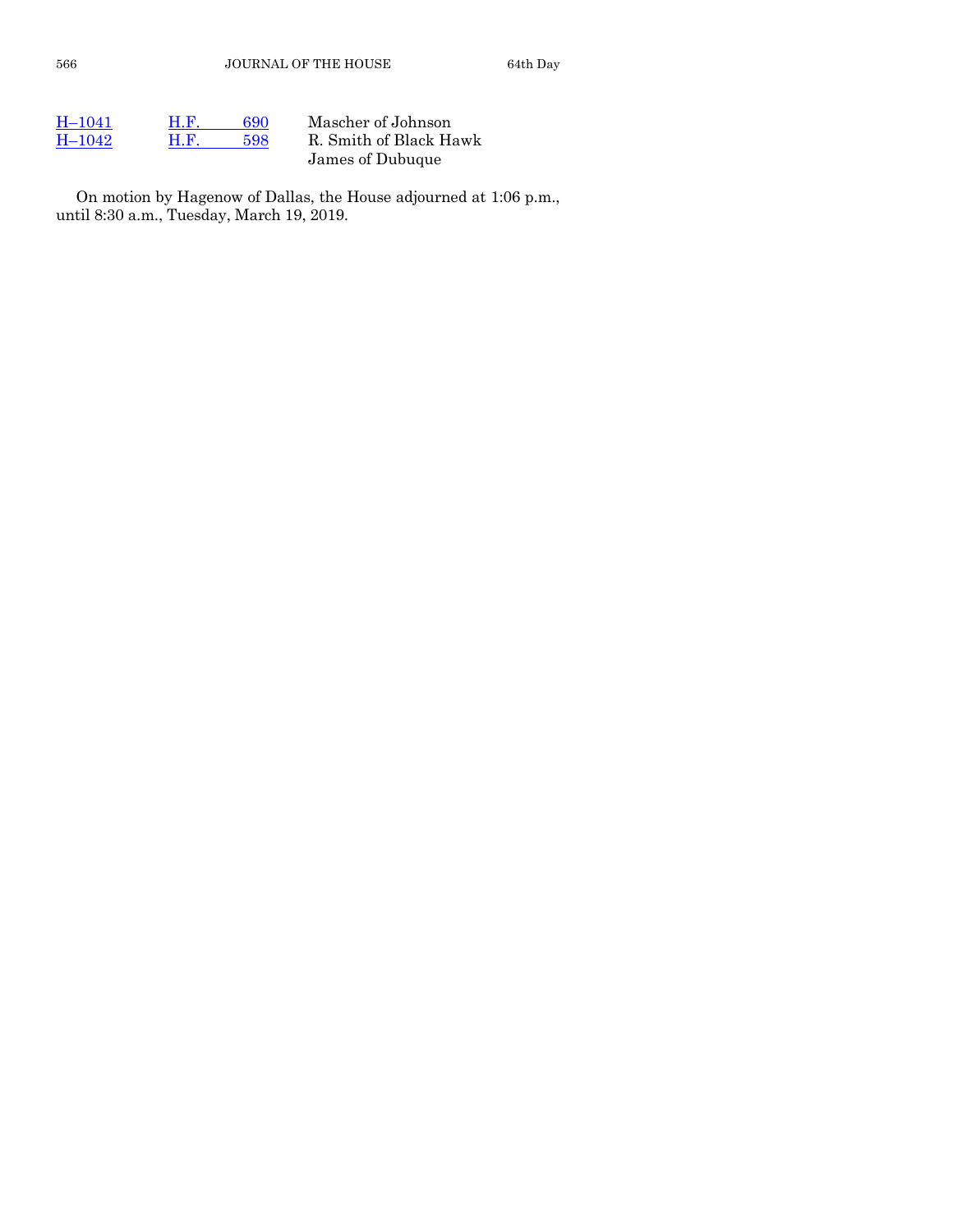| | | |
|---|---|---|
| H–1041 | H.F. 690 | Mascher of Johnson |
| H–1042 | H.F. 598 | R. Smith of Black Hawk<br>James of Dubuque |

On motion by Hagenow of Dallas, the House adjourned at 1:06 p.m., until 8:30 a.m., Tuesday, March 19, 2019.